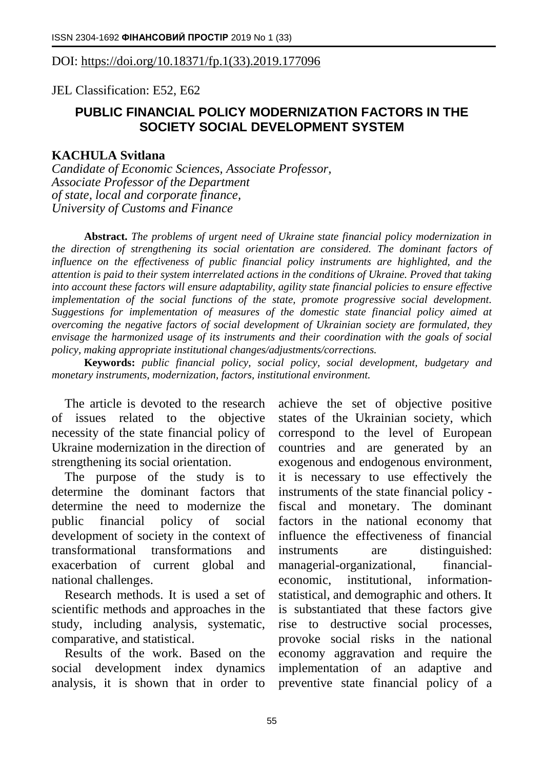DOI: https://doi.org/10.18371/fp.1(33).2019.177096

JEL Classification: E52, E62

# PUBLIC FINANCIAL POLICY MODERNIZATION FACTORS IN THE SOCIETY SOCIAL DEVELOPMENT SYSTEM

**KACHULA Svitlana**
*Candidate of Economic Sciences, Associate Professor,*
*Associate Professor of the Department*
*of state, local and corporate finance,*
*University of Customs and Finance*

**Abstract.** *The problems of urgent need of Ukraine state financial policy modernization in the direction of strengthening its social orientation are considered. The dominant factors of influence on the effectiveness of public financial policy instruments are highlighted, and the attention is paid to their system interrelated actions in the conditions of Ukraine. Proved that taking into account these factors will ensure adaptability, agility state financial policies to ensure effective implementation of the social functions of the state, promote progressive social development. Suggestions for implementation of measures of the domestic state financial policy aimed at overcoming the negative factors of social development of Ukrainian society are formulated, they envisage the harmonized usage of its instruments and their coordination with the goals of social policy, making appropriate institutional changes/adjustments/corrections.*

**Keywords:** *public financial policy, social policy, social development, budgetary and monetary instruments, modernization, factors, institutional environment.*

The article is devoted to the research of issues related to the objective necessity of the state financial policy of Ukraine modernization in the direction of strengthening its social orientation.

The purpose of the study is to determine the dominant factors that determine the need to modernize the public financial policy of social development of society in the context of transformational transformations and exacerbation of current global and national challenges.

Research methods. It is used a set of scientific methods and approaches in the study, including analysis, systematic, comparative, and statistical.

Results of the work. Based on the social development index dynamics analysis, it is shown that in order to achieve the set of objective positive states of the Ukrainian society, which correspond to the level of European countries and are generated by an exogenous and endogenous environment, it is necessary to use effectively the instruments of the state financial policy - fiscal and monetary. The dominant factors in the national economy that influence the effectiveness of financial instruments are distinguished: managerial-organizational, financial-economic, institutional, information-statistical, and demographic and others. It is substantiated that these factors give rise to destructive social processes, provoke social risks in the national economy aggravation and require the implementation of an adaptive and preventive state financial policy of a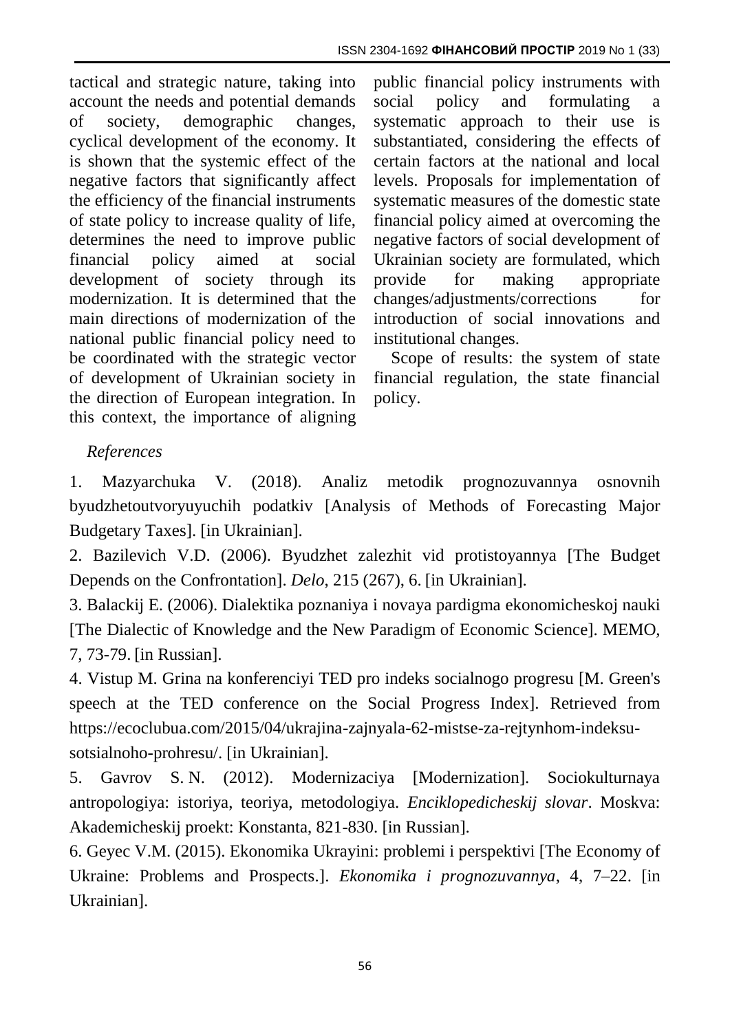tactical and strategic nature, taking into account the needs and potential demands of society, demographic changes, cyclical development of the economy. It is shown that the systemic effect of the negative factors that significantly affect the efficiency of the financial instruments of state policy to increase quality of life, determines the need to improve public financial policy aimed at social development of society through its modernization. It is determined that the main directions of modernization of the national public financial policy need to be coordinated with the strategic vector of development of Ukrainian society in the direction of European integration. In this context, the importance of aligning public financial policy instruments with social policy and formulating a systematic approach to their use is substantiated, considering the effects of certain factors at the national and local levels. Proposals for implementation of systematic measures of the domestic state financial policy aimed at overcoming the negative factors of social development of Ukrainian society are formulated, which provide for making appropriate changes/adjustments/corrections for introduction of social innovations and institutional changes.

Scope of results: the system of state financial regulation, the state financial policy.

*References*

1. Mazyarchuka V. (2018). Analiz metodik prognozuvannya osnovnih byudzhetoutvoryuyuchih podatkiv [Analysis of Methods of Forecasting Major Budgetary Taxes]. [in Ukrainian].

2. Bazilevich V.D. (2006). Byudzhet zalezhit vid protistoyannya [The Budget Depends on the Confrontation]. *Delo*, 215 (267), 6. [in Ukrainian].

3. Balackij E. (2006). Dialektika poznaniya i novaya pardigma ekonomicheskoj nauki [The Dialectic of Knowledge and the New Paradigm of Economic Science]. MEMO, 7, 73-79. [in Russian].

4. Vistup M. Grina na konferenciyi TED pro indeks socialnogo progresu [M. Green's speech at the TED conference on the Social Progress Index]. Retrieved from https://ecoclubua.com/2015/04/ukrajina-zajnyala-62-mistse-za-rejtynhom-indeksu-sotsialnoho-prohresu/. [in Ukrainian].

5. Gavrov S. N. (2012). Modernizaciya [Modernization]. Sociokulturnaya antropologiya: istoriya, teoriya, metodologiya. *Enciklopedicheskij slovar*. Moskva: Akademicheskij proekt: Konstanta, 821-830. [in Russian].

6. Geyec V.M. (2015). Ekonomika Ukrayini: problemi i perspektivi [The Economy of Ukraine: Problems and Prospects.]. *Ekonomika i prognozuvannya*, 4, 7–22. [in Ukrainian].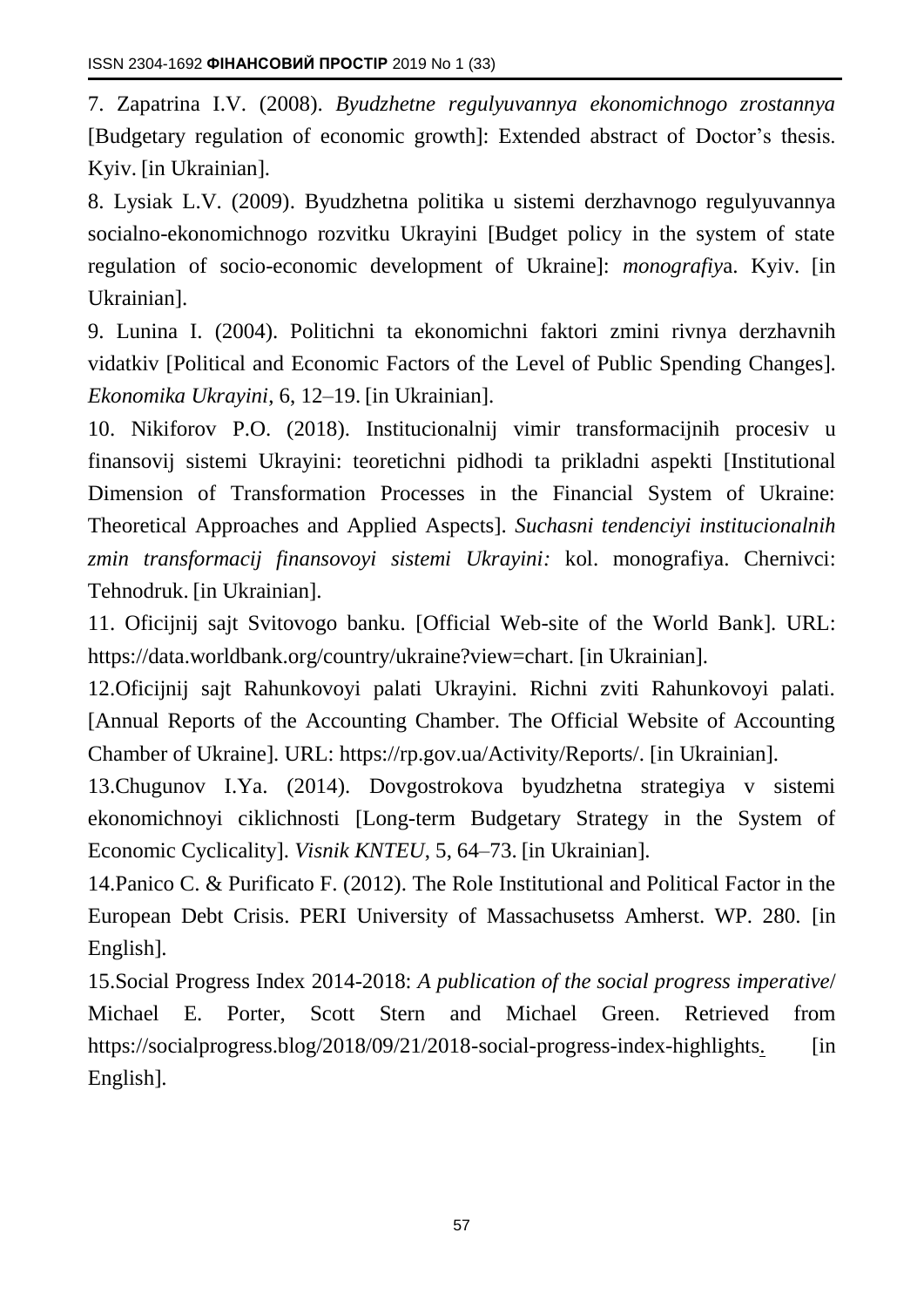7. Zapatrina I.V. (2008). *Byudzhetne regulyuvannya ekonomichnogo zrostannya* [Budgetary regulation of economic growth]: Extended abstract of Doctor's thesis. Kyiv. [in Ukrainian].

8. Lysiak L.V. (2009). Byudzhetna politika u sistemi derzhavnogo regulyuvannya socialno-ekonomichnogo rozvitku Ukrayini [Budget policy in the system of state regulation of socio-economic development of Ukraine]: *monografiya*. Kyiv. [in Ukrainian].

9. Lunina I. (2004). Politichni ta ekonomichni faktori zmini rivnya derzhavnih vidatkiv [Political and Economic Factors of the Level of Public Spending Changes]. *Ekonomika Ukrayini*, 6, 12–19. [in Ukrainian].

10. Nikiforov P.O. (2018). Institucionalnij vimir transformacijnih procesiv u finansovij sistemi Ukrayini: teoretichni pidhodi ta prikladni aspekti [Institutional Dimension of Transformation Processes in the Financial System of Ukraine: Theoretical Approaches and Applied Aspects]. *Suchasni tendenciyi institucionalnih zmin transformacij finansovoyi sistemi Ukrayini:* kol. monografiya. Chernivci: Tehnodruk. [in Ukrainian].

11. Oficijnij sajt Svitovogo banku. [Official Web-site of the World Bank]. URL: https://data.worldbank.org/country/ukraine?view=chart. [in Ukrainian].

12.Oficijnij sajt Rahunkovoyi palati Ukrayini. Richni zviti Rahunkovoyi palati. [Annual Reports of the Accounting Chamber. The Official Website of Accounting Chamber of Ukraine]. URL: https://rp.gov.ua/Activity/Reports/. [in Ukrainian].

13.Chugunov I.Ya. (2014). Dovgostrokova byudzhetna strategiya v sistemi ekonomichnoyi ciklichnosti [Long-term Budgetary Strategy in the System of Economic Cyclicality]. *Visnik KNTEU*, 5, 64–73. [in Ukrainian].

14.Panico C. & Purificato F. (2012). The Role Institutional and Political Factor in the European Debt Crisis. PERI University of Massachusetss Amherst. WP. 280. [in English].

15.Social Progress Index 2014-2018: *A publication of the social progress imperative*/ Michael E. Porter, Scott Stern and Michael Green. Retrieved from https://socialprogress.blog/2018/09/21/2018-social-progress-index-highlights. [in English].